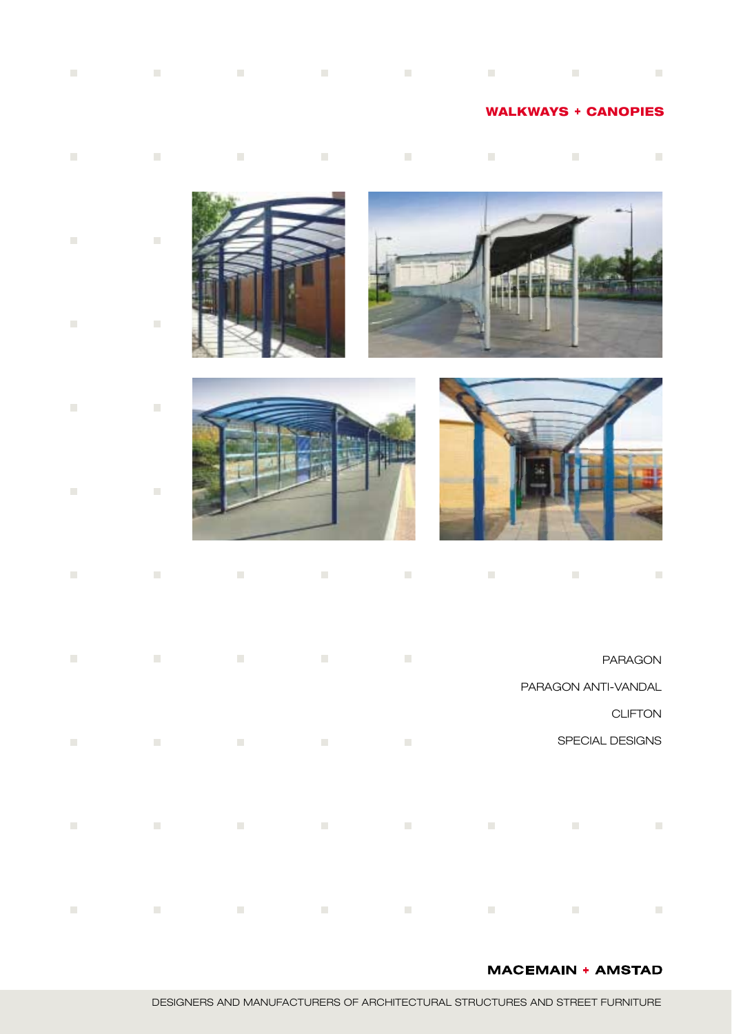# WALKWAYS + CANOPIES

PARAGON

PARAGON ANTI-VANDAL

CLIFTON

SPECIAL DESIGNS

**MACEMAIN + AMSTAD**

DESIGNERS AND MANUFACTURERS OF ARCHITECTURAL STRUCTURES AND STREET FURNITURE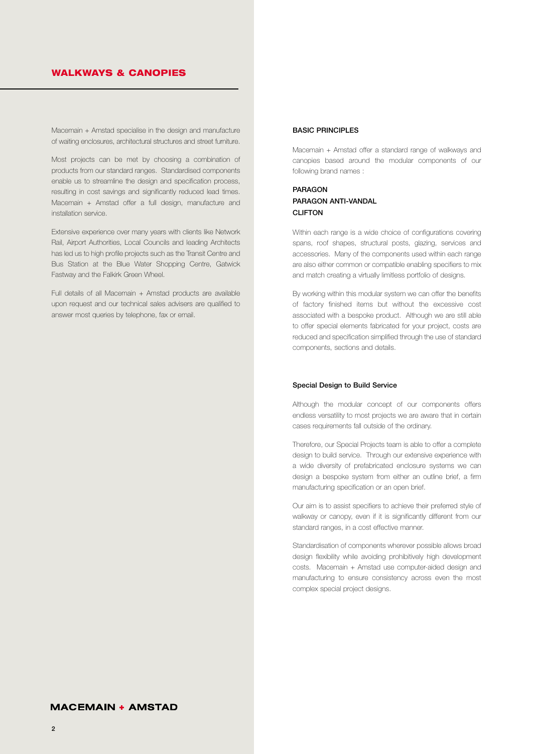# WALKWAYS & CANOPIES

Macemain + Amstad specialise in the design and manufacture of waiting enclosures, architectural structures and street furniture.

Most projects can be met by choosing a combination of products from our standard ranges. Standardised components enable us to streamline the design and specification process, resulting in cost savings and significantly reduced lead times. Macemain + Amstad offer a full design, manufacture and installation service.

Extensive experience over many years with clients like Network Rail, Airport Authorities, Local Councils and leading Architects has led us to high profile projects such as the Transit Centre and Bus Station at the Blue Water Shopping Centre, Gatwick Fastway and the Falkirk Green Wheel.

Full details of all Macemain + Amstad products are available upon request and our technical sales advisers are qualified to answer most queries by telephone, fax or email.

## BASIC PRINCIPLES

Macemain + Amstad offer a standard range of walkways and canopies based around the modular components of our following brand names :

**PARAGON**
**PARAGON ANTI-VANDAL**
**CLIFTON**

Within each range is a wide choice of configurations covering spans, roof shapes, structural posts, glazing, services and accessories. Many of the components used within each range are also either common or compatible enabling specifiers to mix and match creating a virtually limitless portfolio of designs.

By working within this modular system we can offer the benefits of factory finished items but without the excessive cost associated with a bespoke product. Although we are still able to offer special elements fabricated for your project, costs are reduced and specification simplified through the use of standard components, sections and details.

## Special Design to Build Service

Although the modular concept of our components offers endless versatility to most projects we are aware that in certain cases requirements fall outside of the ordinary.

Therefore, our Special Projects team is able to offer a complete design to build service. Through our extensive experience with a wide diversity of prefabricated enclosure systems we can design a bespoke system from either an outline brief, a firm manufacturing specification or an open brief.

Our aim is to assist specifiers to achieve their preferred style of walkway or canopy, even if it is significantly different from our standard ranges, in a cost effective manner.

Standardisation of components wherever possible allows broad design flexibility while avoiding prohibitively high development costs. Macemain + Amstad use computer-aided design and manufacturing to ensure consistency across even the most complex special project designs.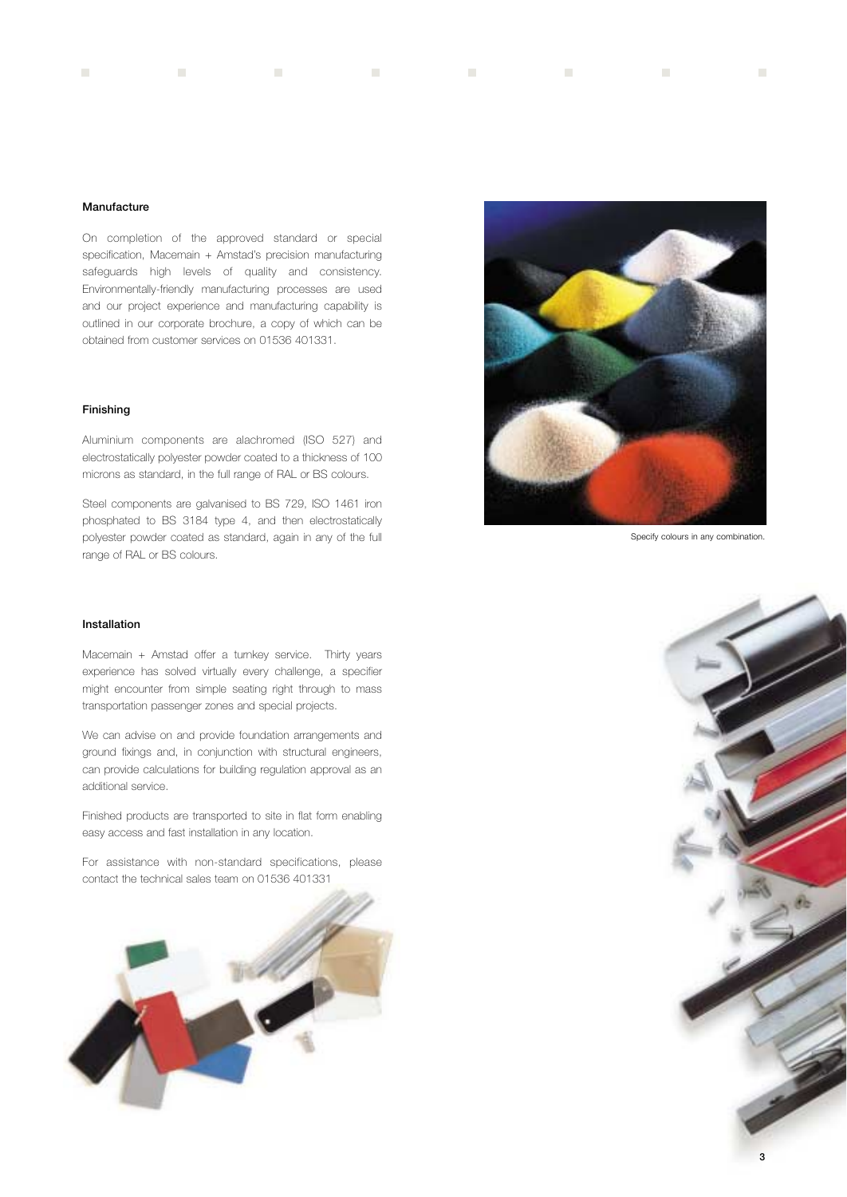### Manufacture

On completion of the approved standard or special specification, Macemain + Amstad's precision manufacturing safeguards high levels of quality and consistency. Environmentally-friendly manufacturing processes are used and our project experience and manufacturing capability is outlined in our corporate brochure, a copy of which can be obtained from customer services on 01536 401331.

### Finishing

Aluminium components are alachromed (ISO 527) and electrostatically polyester powder coated to a thickness of 100 microns as standard, in the full range of RAL or BS colours.

Steel components are galvanised to BS 729, ISO 1461 iron phosphated to BS 3184 type 4, and then electrostatically polyester powder coated as standard, again in any of the full range of RAL or BS colours.

### Installation

Macemain + Amstad offer a turnkey service. Thirty years experience has solved virtually every challenge, a specifier might encounter from simple seating right through to mass transportation passenger zones and special projects.

We can advise on and provide foundation arrangements and ground fixings and, in conjunction with structural engineers, can provide calculations for building regulation approval as an additional service.

Finished products are transported to site in flat form enabling easy access and fast installation in any location.

For assistance with non-standard specifications, please contact the technical sales team on 01536 401331

Specify colours in any combination.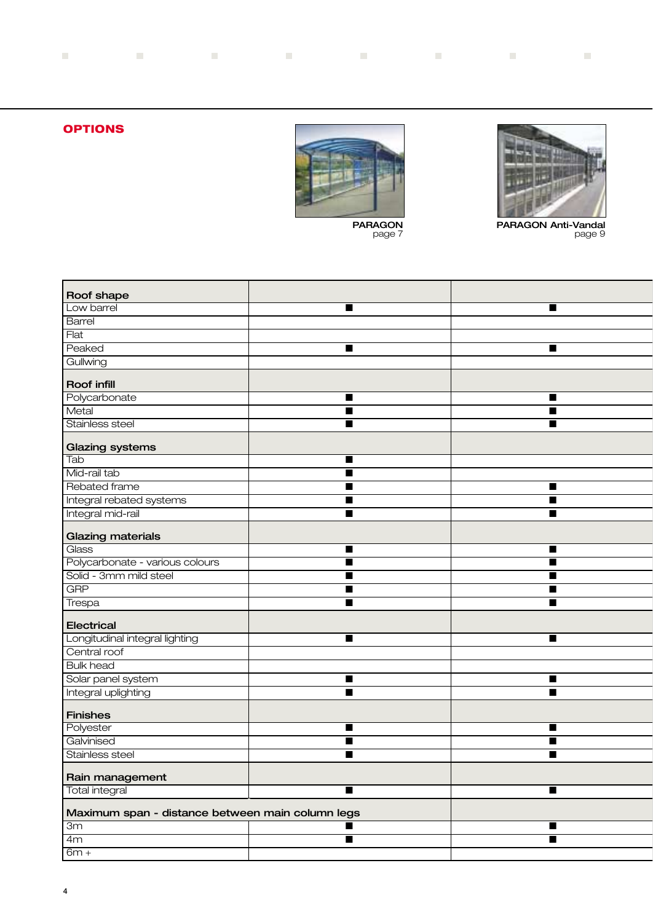## OPTIONS

| | PARAGON page 7 | PARAGON Anti-Vandal page 9 |
|---|---|---|
| **Roof shape** | | |
| Low barrel | ■ | ■ |
| Barrel | | |
| Flat | | |
| Peaked | ■ | ■ |
| Gullwing | | |
| **Roof infill** | | |
| Polycarbonate | ■ | ■ |
| Metal | ■ | ■ |
| Stainless steel | ■ | ■ |
| **Glazing systems** | | |
| Tab | ■ | |
| Mid-rail tab | ■ | |
| Rebated frame | ■ | ■ |
| Integral rebated systems | ■ | ■ |
| Integral mid-rail | ■ | ■ |
| **Glazing materials** | | |
| Glass | ■ | ■ |
| Polycarbonate - various colours | ■ | ■ |
| Solid - 3mm mild steel | ■ | ■ |
| GRP | ■ | ■ |
| Trespa | ■ | ■ |
| **Electrical** | | |
| Longitudinal integral lighting | ■ | ■ |
| Central roof | | |
| Bulk head | | |
| Solar panel system | ■ | ■ |
| Integral uplighting | ■ | ■ |
| **Finishes** | | |
| Polyester | ■ | ■ |
| Galvinised | ■ | ■ |
| Stainless steel | ■ | ■ |
| **Rain management** | | |
| Total integral | ■ | ■ |
| **Maximum span - distance between main column legs** | | |
| 3m | ■ | ■ |
| 4m | ■ | ■ |
| 6m + | | |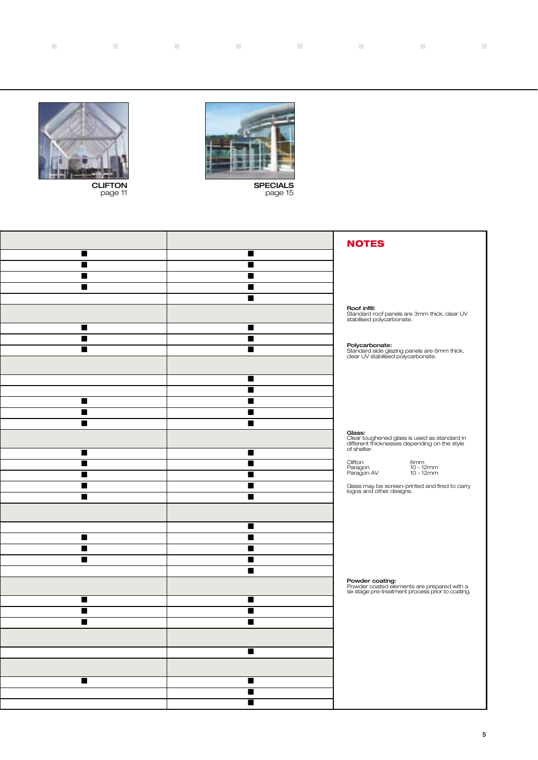CLIFTON
page 11

SPECIALS
page 15

| | |
|---|---|
| ■ | ■ |
| ■ | ■ |
| ■ | ■ |
| ■ | ■ |
| | ■ |
| | |
| ■ | ■ |
| ■ | ■ |
| ■ | ■ |
| | |
| | ■ |
| | ■ |
| ■ | ■ |
| ■ | ■ |
| ■ | ■ |
| | |
| ■ | ■ |
| ■ | ■ |
| ■ | ■ |
| ■ | ■ |
| ■ | ■ |
| | |
| | ■ |
| ■ | ■ |
| ■ | ■ |
| ■ | ■ |
| | ■ |
| | |
| ■ | ■ |
| ■ | ■ |
| ■ | ■ |
| | |
| | ■ |
| | |
| ■ | ■ |
| | ■ |
| | ■ |

## NOTES

**Roof infill:**
Standard roof panels are 3mm thick, clear UV stabilised polycarbonate.

**Polycarbonate:**
Standard side glazing panels are 6mm thick, clear UV stabilised polycarbonate.

**Glass:**
Clear toughened glass is used as standard in different thicknesses depending on the style of shelter.

| | |
|---|---|
| Clifton | 6mm |
| Paragon | 10 - 12mm |
| Paragon AV | 10 - 12mm |

Glass may be screen-printed and fired to carry logos and other designs.

**Powder coating:**
Powder coated elements are prepared with a six stage pre-treatment process prior to coating.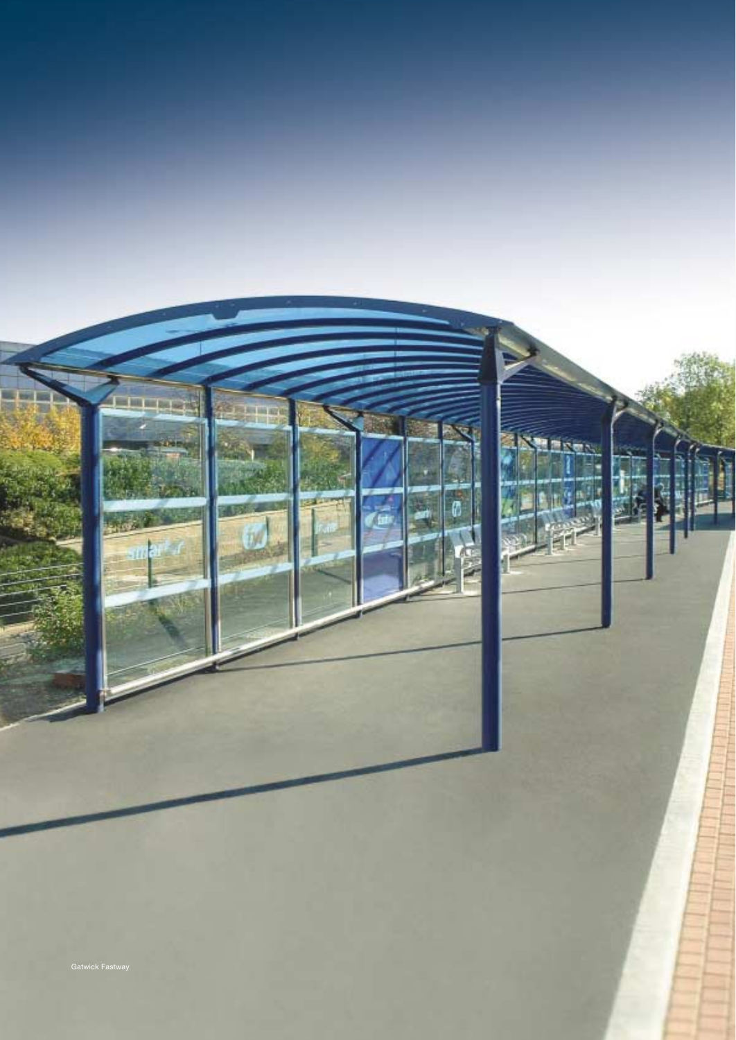Gatwick Fastway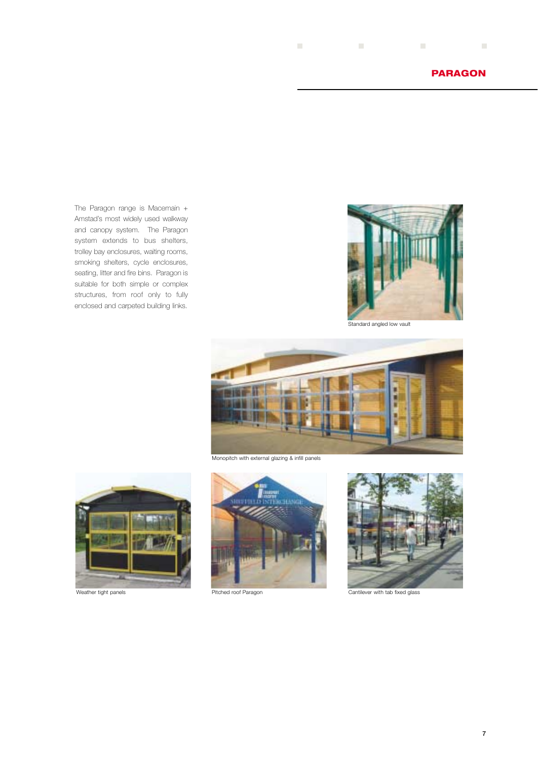## PARAGON

The Paragon range is Macemain + Amstad's most widely used walkway and canopy system. The Paragon system extends to bus shelters, trolley bay enclosures, waiting rooms, smoking shelters, cycle enclosures, seating, litter and fire bins. Paragon is suitable for both simple or complex structures, from roof only to fully enclosed and carpeted building links.

Standard angled low vault

Monopitch with external glazing & infill panels

Weather tight panels

Pitched roof Paragon

Cantilever with tab fixed glass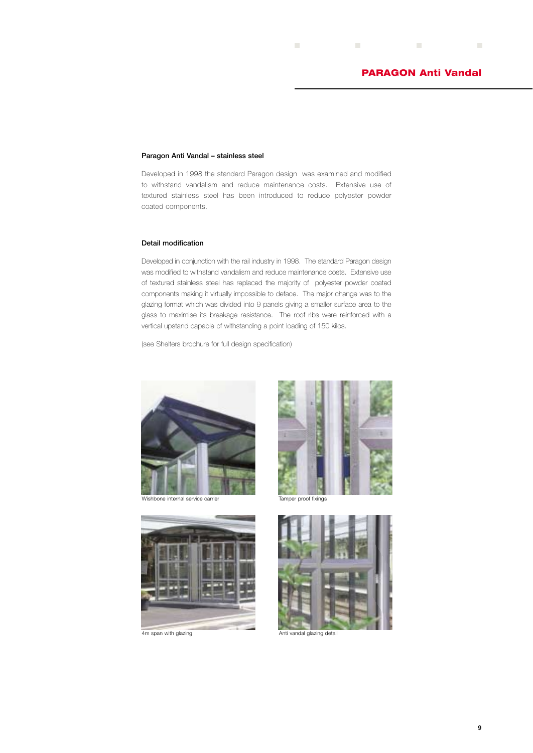# PARAGON Anti Vandal

### Paragon Anti Vandal – stainless steel

Developed in 1998 the standard Paragon design was examined and modified to withstand vandalism and reduce maintenance costs. Extensive use of textured stainless steel has been introduced to reduce polyester powder coated components.

### Detail modification

Developed in conjunction with the rail industry in 1998. The standard Paragon design was modified to withstand vandalism and reduce maintenance costs. Extensive use of textured stainless steel has replaced the majority of polyester powder coated components making it virtually impossible to deface. The major change was to the glazing format which was divided into 9 panels giving a smaller surface area to the glass to maximise its breakage resistance. The roof ribs were reinforced with a vertical upstand capable of withstanding a point loading of 150 kilos.

(see Shelters brochure for full design specification)

Wishbone internal service carrier

Tamper proof fixings

4m span with glazing

Anti vandal glazing detail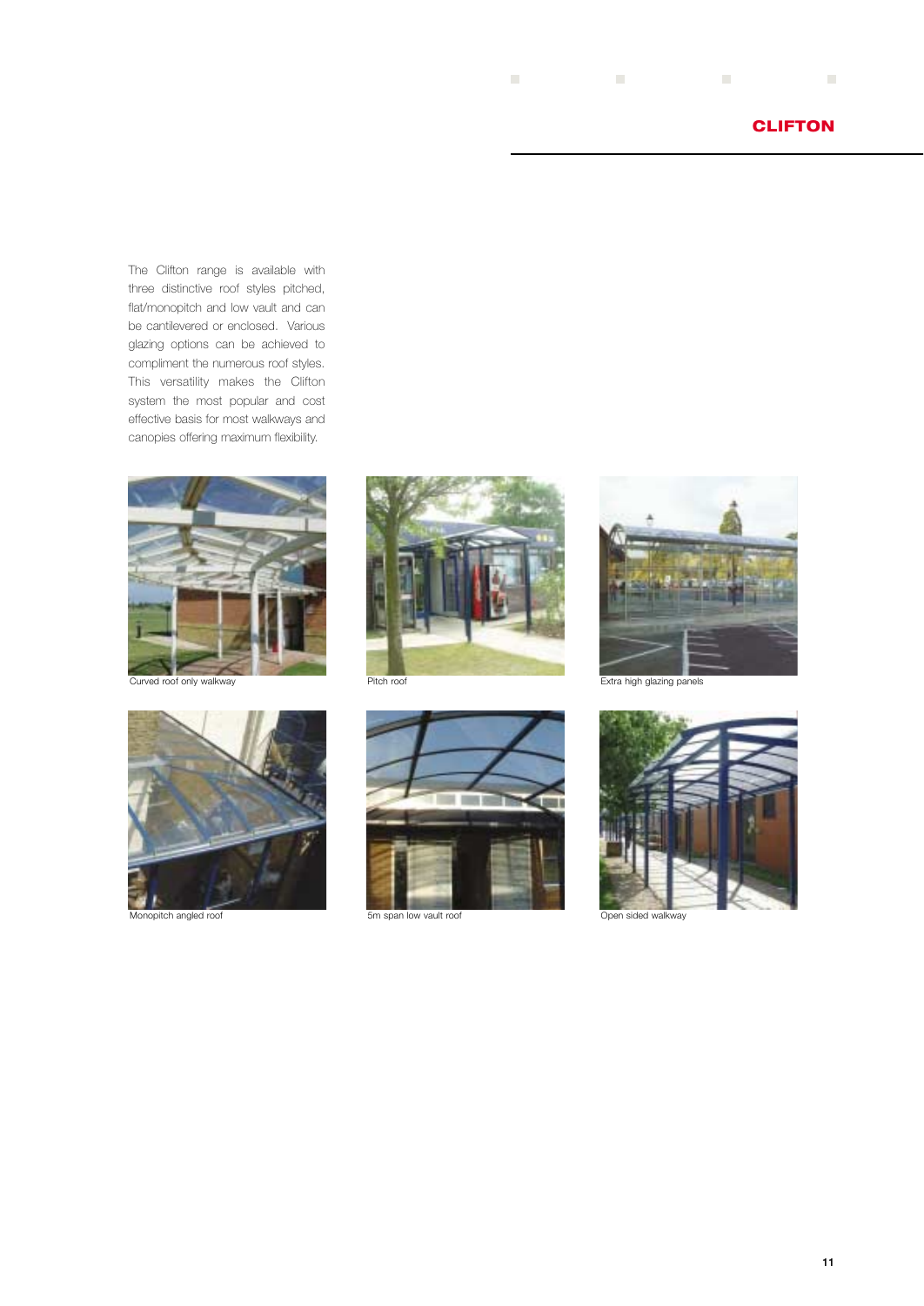# CLIFTON

The Clifton range is available with three distinctive roof styles pitched, flat/monopitch and low vault and can be cantilevered or enclosed. Various glazing options can be achieved to compliment the numerous roof styles. This versatility makes the Clifton system the most popular and cost effective basis for most walkways and canopies offering maximum flexibility.

Curved roof only walkway

Pitch roof

Extra high glazing panels

Monopitch angled roof

5m span low vault roof

Open sided walkway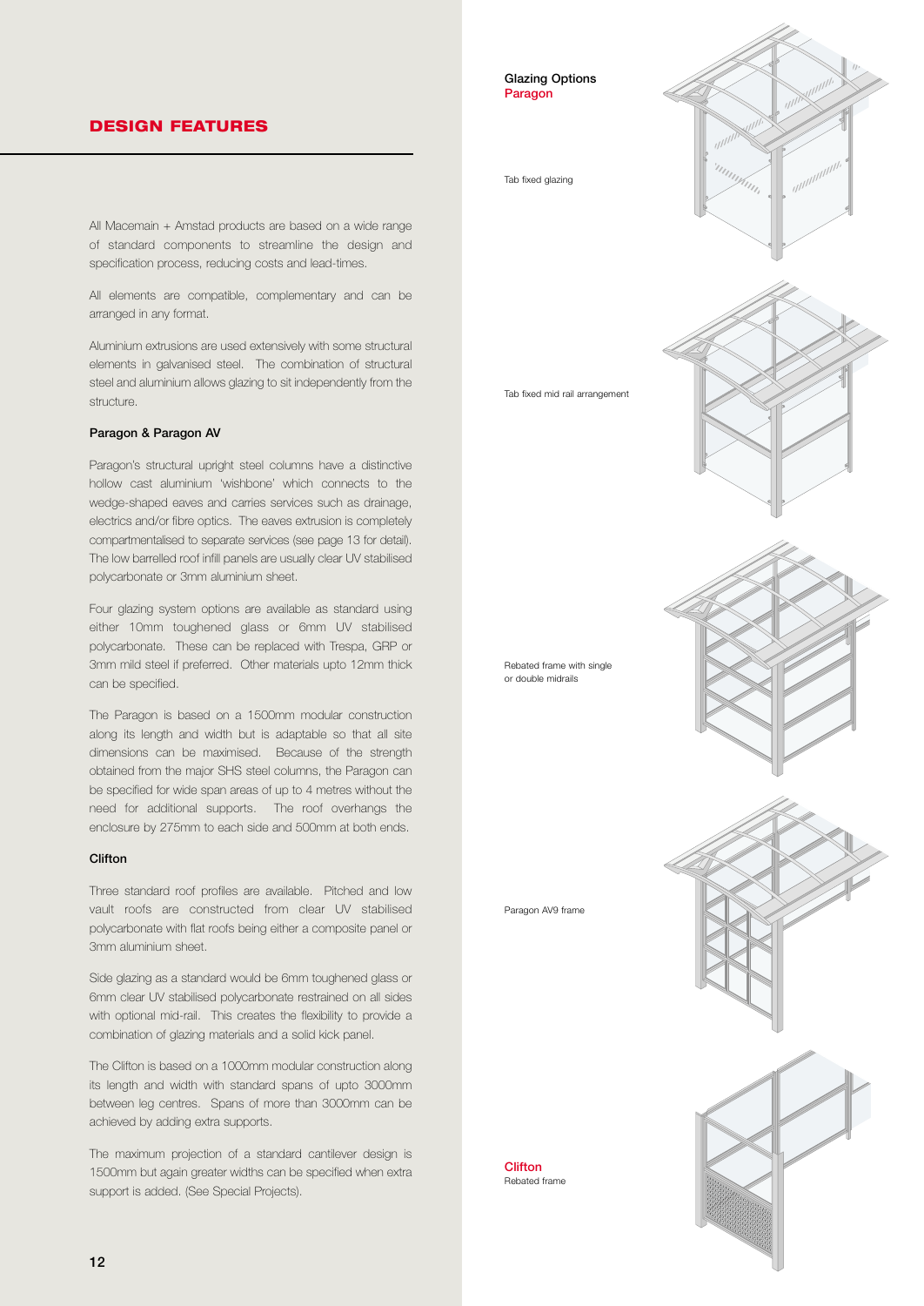## DESIGN FEATURES

All Macemain + Amstad products are based on a wide range of standard components to streamline the design and specification process, reducing costs and lead-times.

All elements are compatible, complementary and can be arranged in any format.

Aluminium extrusions are used extensively with some structural elements in galvanised steel. The combination of structural steel and aluminium allows glazing to sit independently from the structure.

### Paragon & Paragon AV

Paragon's structural upright steel columns have a distinctive hollow cast aluminium 'wishbone' which connects to the wedge-shaped eaves and carries services such as drainage, electrics and/or fibre optics. The eaves extrusion is completely compartmentalised to separate services (see page 13 for detail). The low barrelled roof infill panels are usually clear UV stabilised polycarbonate or 3mm aluminium sheet.

Four glazing system options are available as standard using either 10mm toughened glass or 6mm UV stabilised polycarbonate. These can be replaced with Trespa, GRP or 3mm mild steel if preferred. Other materials upto 12mm thick can be specified.

The Paragon is based on a 1500mm modular construction along its length and width but is adaptable so that all site dimensions can be maximised. Because of the strength obtained from the major SHS steel columns, the Paragon can be specified for wide span areas of up to 4 metres without the need for additional supports. The roof overhangs the enclosure by 275mm to each side and 500mm at both ends.

### Clifton

Three standard roof profiles are available. Pitched and low vault roofs are constructed from clear UV stabilised polycarbonate with flat roofs being either a composite panel or 3mm aluminium sheet.

Side glazing as a standard would be 6mm toughened glass or 6mm clear UV stabilised polycarbonate restrained on all sides with optional mid-rail. This creates the flexibility to provide a combination of glazing materials and a solid kick panel.

The Clifton is based on a 1000mm modular construction along its length and width with standard spans of upto 3000mm between leg centres. Spans of more than 3000mm can be achieved by adding extra supports.

The maximum projection of a standard cantilever design is 1500mm but again greater widths can be specified when extra support is added. (See Special Projects).

**Glazing Options**
**Paragon**

Tab fixed glazing

Tab fixed mid rail arrangement

Rebated frame with single or double midrails

Paragon AV9 frame

**Clifton**
Rebated frame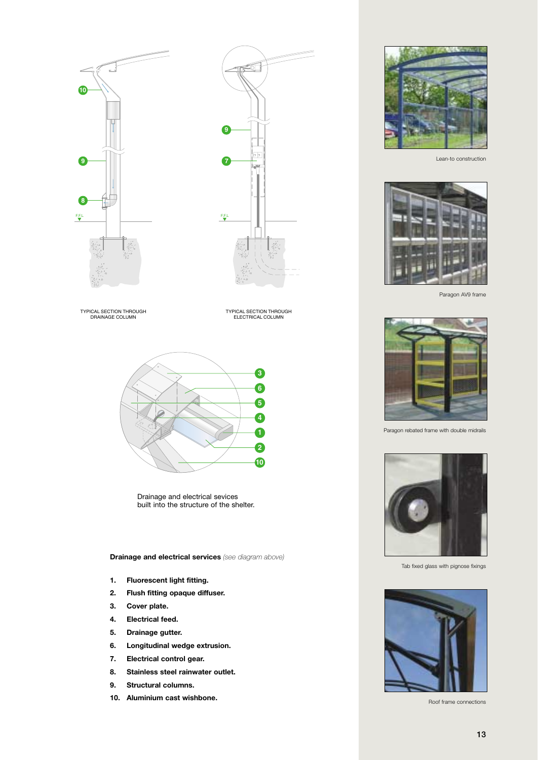TYPICAL SECTION THROUGH DRAINAGE COLUMN

TYPICAL SECTION THROUGH ELECTRICAL COLUMN

Drainage and electrical sevices built into the structure of the shelter.

**Drainage and electrical services** *(see diagram above)*

1. **Fluorescent light fitting.**
2. **Flush fitting opaque diffuser.**
3. **Cover plate.**
4. **Electrical feed.**
5. **Drainage gutter.**
6. **Longitudinal wedge extrusion.**
7. **Electrical control gear.**
8. **Stainless steel rainwater outlet.**
9. **Structural columns.**
10. **Aluminium cast wishbone.**

Lean-to construction

Paragon AV9 frame

Paragon rebated frame with double midrails

Tab fixed glass with pignose fixings

Roof frame connections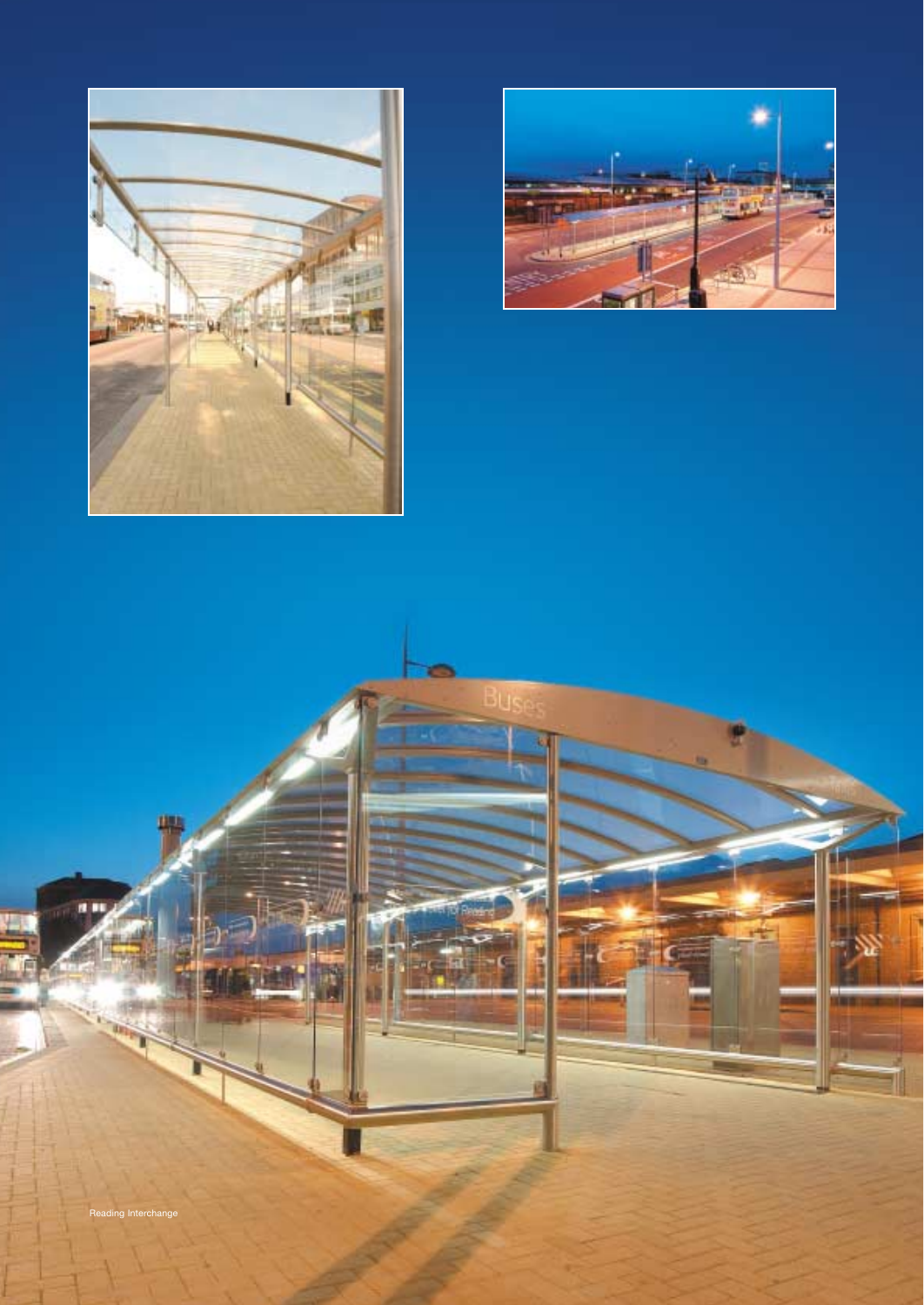Reading Interchange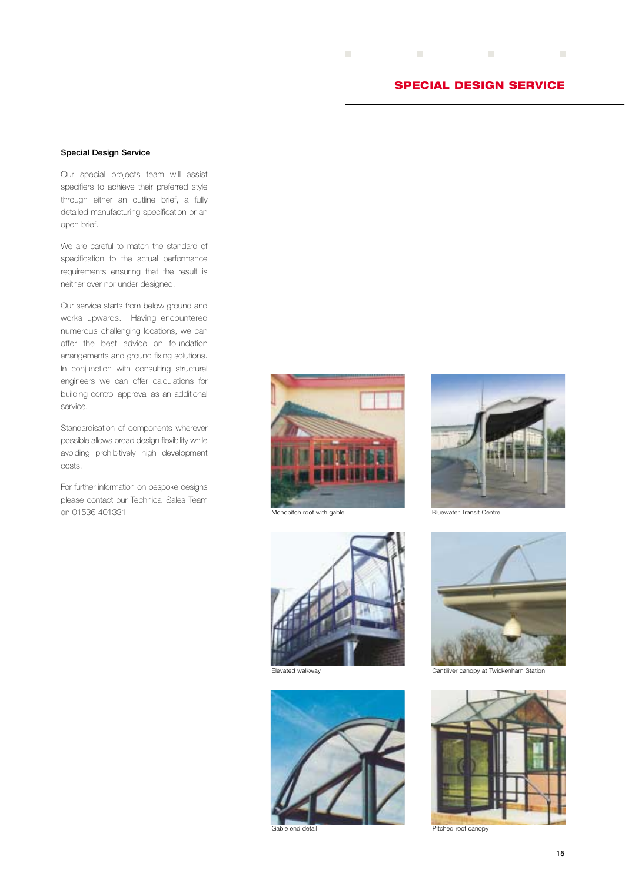## Special Design Service

Our special projects team will assist specifiers to achieve their preferred style through either an outline brief, a fully detailed manufacturing specification or an open brief.

We are careful to match the standard of specification to the actual performance requirements ensuring that the result is neither over nor under designed.

Our service starts from below ground and works upwards. Having encountered numerous challenging locations, we can offer the best advice on foundation arrangements and ground fixing solutions. In conjunction with consulting structural engineers we can offer calculations for building control approval as an additional service.

Standardisation of components wherever possible allows broad design flexibility while avoiding prohibitively high development costs.

For further information on bespoke designs please contact our Technical Sales Team on 01536 401331

Monopitch roof with gable

Bluewater Transit Centre

Elevated walkway

Cantilver canopy at Twickenham Station

Gable end detail

Pitched roof canopy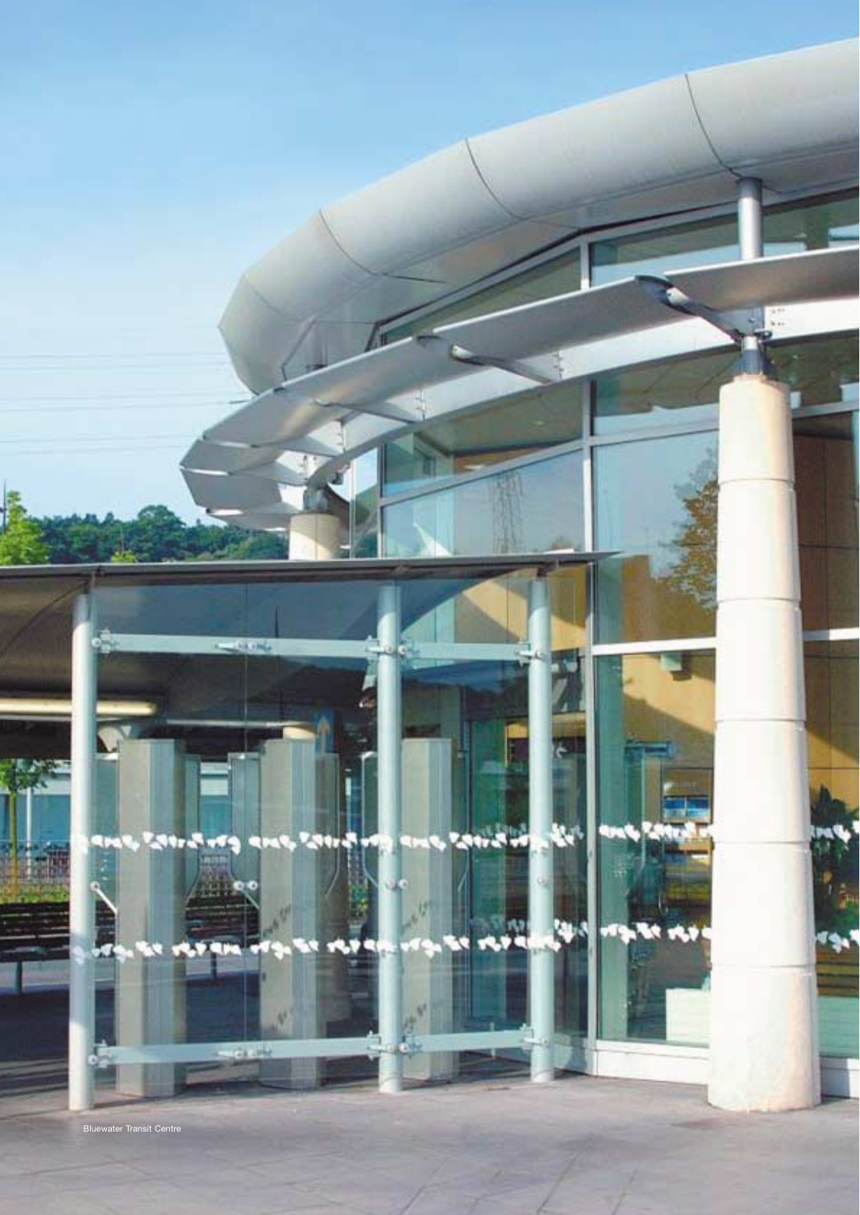Bluewater Transit Centre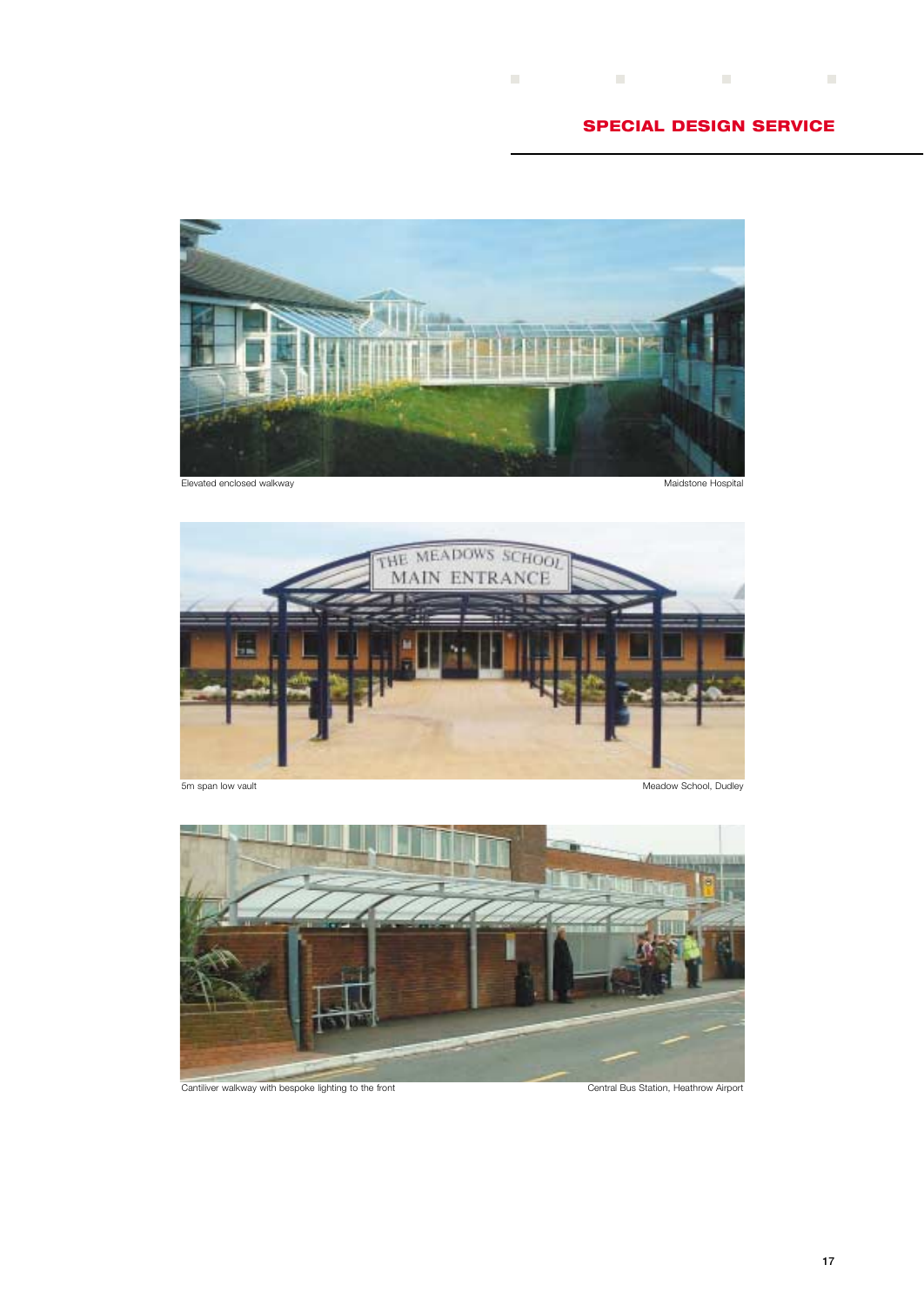## SPECIAL DESIGN SERVICE

Elevated enclosed walkway — Maidstone Hospital

5m span low vault — Meadow School, Dudley

Cantiliver walkway with bespoke lighting to the front — Central Bus Station, Heathrow Airport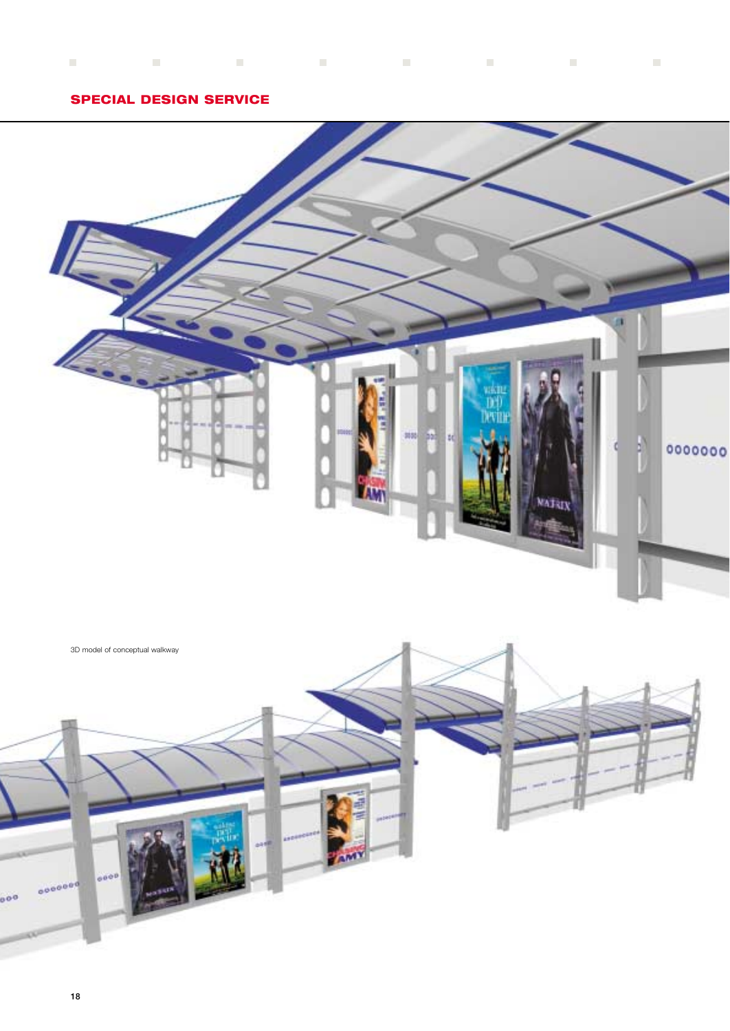## SPECIAL DESIGN SERVICE

3D model of conceptual walkway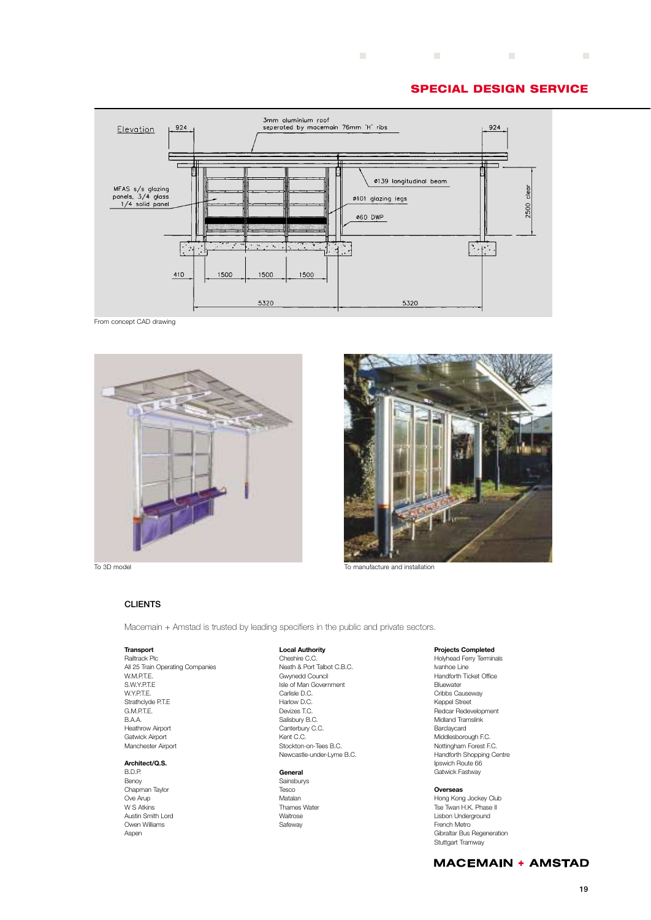## SPECIAL DESIGN SERVICE

Elevation

924

3mm aluminium roof seperated by macemain 76mm 'H' ribs

924

MFAS s/s glazing panels, 3/4 glass 1/4 solid panel

ø139 longitudinal beam

ø101 glazing legs

ø60 DWP

2500 clear

410 1500 1500 1500

5320 5320

From concept CAD drawing

To 3D model

To manufacture and installation

### CLIENTS

Macemain + Amstad is trusted by leading specifiers in the public and private sectors.

**Transport**
Railtrack Plc
All 25 Train Operating Companies
W.M.P.T.E.
S.W.Y.P.T.E
W.Y.P.T.E.
Strathclyde P.T.E
G.M.P.T.E.
B.A.A.
Heathrow Airport
Gatwick Airport
Manchester Airport

**Architect/Q.S.**
B.D.P.
Benoy
Chapman Taylor
Ove Arup
W S Atkins
Austin Smith Lord
Owen Williams
Aspen

**Local Authority**
Cheshire C.C.
Neath & Port Talbot C.B.C.
Gwynedd Council
Isle of Man Government
Carlisle D.C.
Harlow D.C.
Devizes T.C.
Salisbury B.C.
Canterbury C.C.
Kent C.C.
Stockton-on-Tees B.C.
Newcastle-under-Lyme B.C.

**General**
Sainsburys
Tesco
Matalan
Thames Water
Waitrose
Safeway

**Projects Completed**
Holyhead Ferry Terminals
Ivanhoe Line
Handforth Ticket Office
Bluewater
Cribbs Causeway
Keppel Street
Redcar Redevelopment
Midland Tramslink
Barclaycard
Middlesborough F.C.
Nottingham Forest F.C.
Handforth Shopping Centre
Ipswich Route 66
Gatwick Fastway

**Overseas**
Hong Kong Jockey Club
Tse Twan H.K. Phase II
Lisbon Underground
French Metro
Gibraltar Bus Regeneration
Stuttgart Tramway

**MACEMAIN + AMSTAD**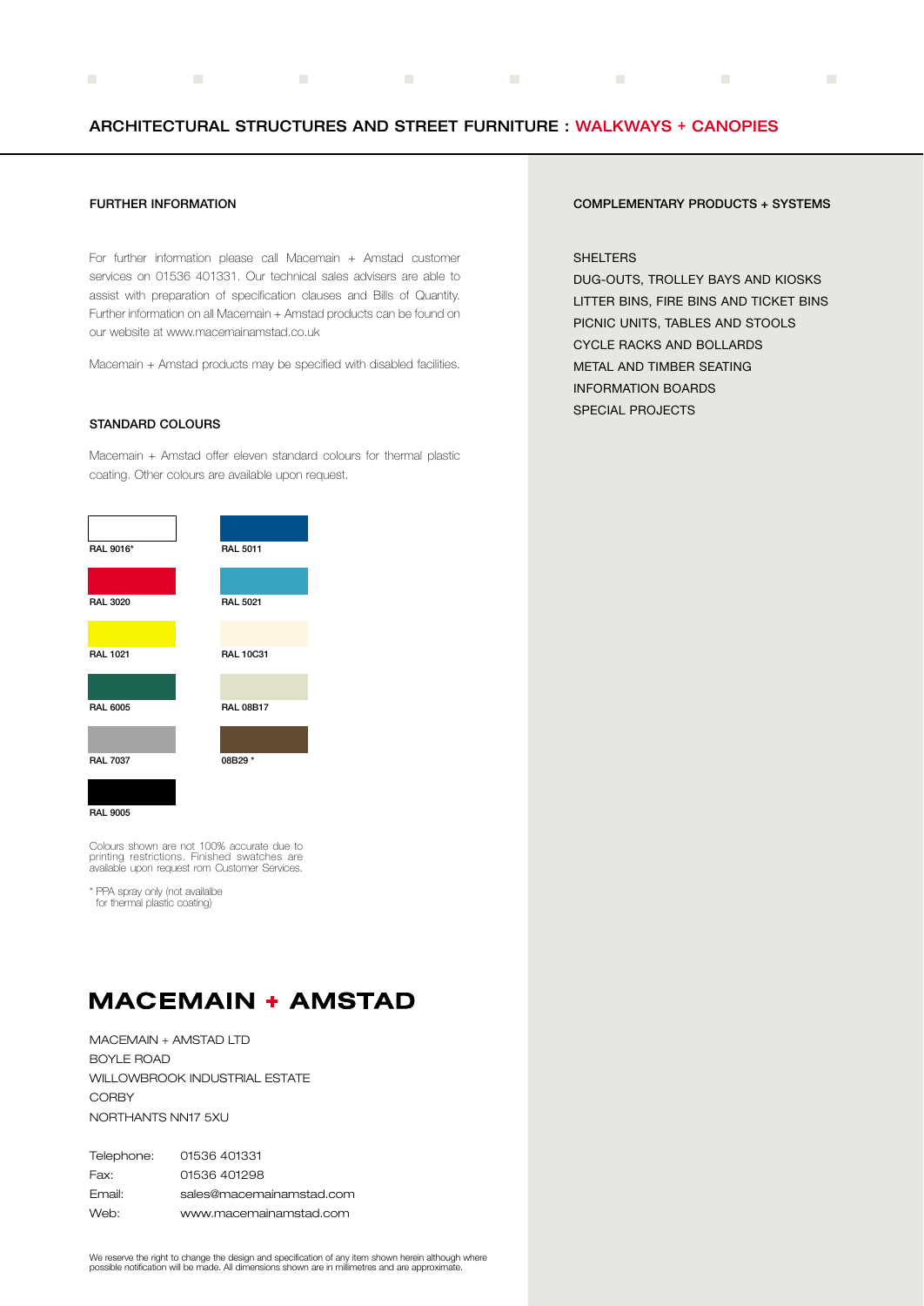## ARCHITECTURAL STRUCTURES AND STREET FURNITURE : WALKWAYS + CANOPIES

### FURTHER INFORMATION

For further information please call Macemain + Amstad customer services on 01536 401331. Our technical sales advisers are able to assist with preparation of specification clauses and Bills of Quantity. Further information on all Macemain + Amstad products can be found on our website at www.macemainamstad.co.uk

Macemain + Amstad products may be specified with disabled facilities.

### STANDARD COLOURS

Macemain + Amstad offer eleven standard colours for thermal plastic coating. Other colours are available upon request.

RAL 9016*

RAL 5011

RAL 3020

RAL 5021

RAL 1021

RAL 10C31

RAL 6005

RAL 08B17

RAL 7037

08B29 *

RAL 9005

Colours shown are not 100% accurate due to printing restrictions. Finished swatches are available upon request rom Customer Services.

* PPA spray only (not availalbe for thermal plastic coating)

## MACEMAIN + AMSTAD

MACEMAIN + AMSTAD LTD
BOYLE ROAD
WILLOWBROOK INDUSTRIAL ESTATE
CORBY
NORTHANTS NN17 5XU

| | |
|---|---|
| Telephone: | 01536 401331 |
| Fax: | 01536 401298 |
| Email: | sales@macemainamstad.com |
| Web: | www.macemainamstad.com |

We reserve the right to change the design and specification of any item shown herein although where possible notification will be made. All dimensions shown are in millimetres and are approximate.

### COMPLEMENTARY PRODUCTS + SYSTEMS

SHELTERS
DUG-OUTS, TROLLEY BAYS AND KIOSKS
LITTER BINS, FIRE BINS AND TICKET BINS
PICNIC UNITS, TABLES AND STOOLS
CYCLE RACKS AND BOLLARDS
METAL AND TIMBER SEATING
INFORMATION BOARDS
SPECIAL PROJECTS